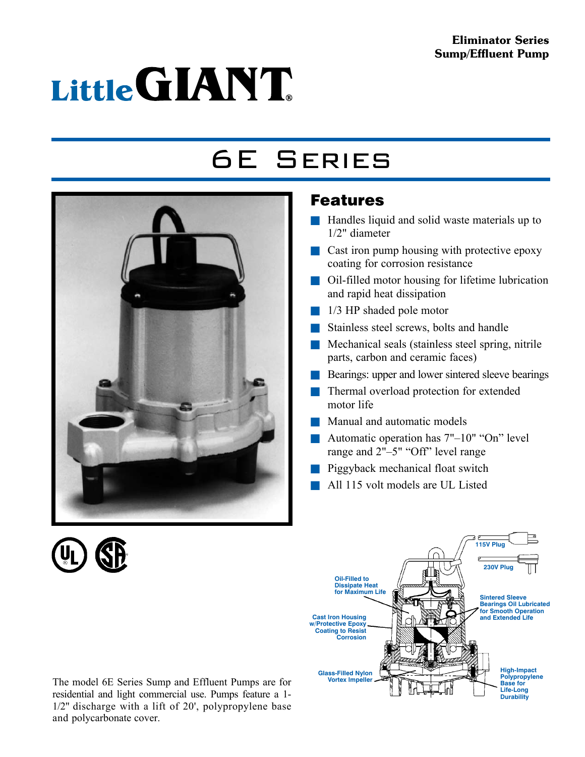Eliminator Series
Sump/Effluent Pump

Little GIANT®

# 6E Series

## Features

- Handles liquid and solid waste materials up to 1/2" diameter
- Cast iron pump housing with protective epoxy coating for corrosion resistance
- Oil-filled motor housing for lifetime lubrication and rapid heat dissipation
- 1/3 HP shaded pole motor
- Stainless steel screws, bolts and handle
- Mechanical seals (stainless steel spring, nitrile parts, carbon and ceramic faces)
- Bearings: upper and lower sintered sleeve bearings
- Thermal overload protection for extended motor life
- Manual and automatic models
- Automatic operation has 7"–10" "On" level range and 2"–5" "Off" level range
- Piggyback mechanical float switch
- All 115 volt models are UL Listed

115V Plug

230V Plug

Oil-Filled to Dissipate Heat for Maximum Life

Sintered Sleeve Bearings Oil Lubricated for Smooth Operation and Extended Life

Cast Iron Housing w/Protective Epoxy Coating to Resist Corrosion

Glass-Filled Nylon Vortex Impeller

High-Impact Polypropylene Base for Life-Long Durability

The model 6E Series Sump and Effluent Pumps are for residential and light commercial use. Pumps feature a 1-1/2" discharge with a lift of 20', polypropylene base and polycarbonate cover.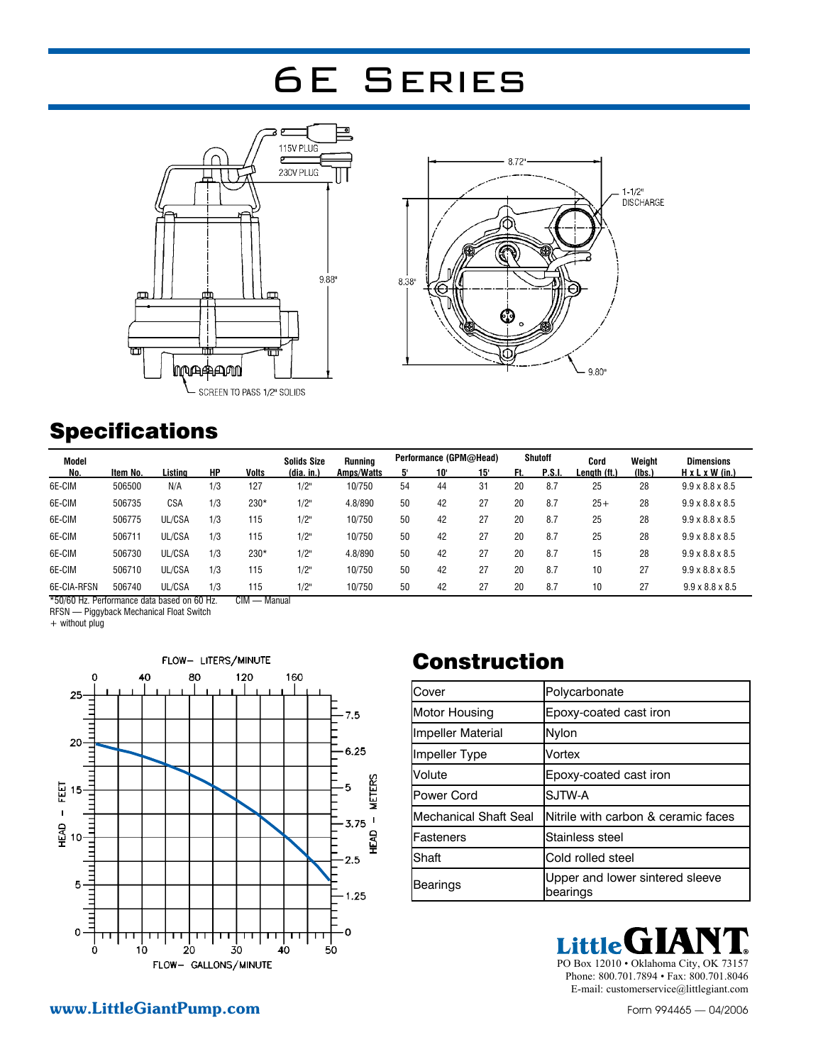# 6E Series

115V PLUG
230V PLUG
9.88"
SCREEN TO PASS 1/2" SOLIDS

8.72"
8.38"
1-1/2" DISCHARGE
9.80"

## Specifications

| Model No. | Item No. | Listing | HP | Volts | Solids Size (dia. in.) | Running Amps/Watts | Performance (GPM@Head) 5' | 10' | 15' | Shutoff Ft. | P.S.I. | Cord Length (ft.) | Weight (lbs.) | Dimensions H x L x W (in.) |
|---|---|---|---|---|---|---|---|---|---|---|---|---|---|---|
| 6E-CIM | 506500 | N/A | 1/3 | 127 | 1/2" | 10/750 | 54 | 44 | 31 | 20 | 8.7 | 25 | 28 | 9.9 x 8.8 x 8.5 |
| 6E-CIM | 506735 | CSA | 1/3 | 230* | 1/2" | 4.8/890 | 50 | 42 | 27 | 20 | 8.7 | 25+ | 28 | 9.9 x 8.8 x 8.5 |
| 6E-CIM | 506775 | UL/CSA | 1/3 | 115 | 1/2" | 10/750 | 50 | 42 | 27 | 20 | 8.7 | 25 | 28 | 9.9 x 8.8 x 8.5 |
| 6E-CIM | 506711 | UL/CSA | 1/3 | 115 | 1/2" | 10/750 | 50 | 42 | 27 | 20 | 8.7 | 25 | 28 | 9.9 x 8.8 x 8.5 |
| 6E-CIM | 506730 | UL/CSA | 1/3 | 230* | 1/2" | 4.8/890 | 50 | 42 | 27 | 20 | 8.7 | 15 | 28 | 9.9 x 8.8 x 8.5 |
| 6E-CIM | 506710 | UL/CSA | 1/3 | 115 | 1/2" | 10/750 | 50 | 42 | 27 | 20 | 8.7 | 10 | 27 | 9.9 x 8.8 x 8.5 |
| 6E-CIA-RFSN | 506740 | UL/CSA | 1/3 | 115 | 1/2" | 10/750 | 50 | 42 | 27 | 20 | 8.7 | 10 | 27 | 9.9 x 8.8 x 8.5 |

*50/60 Hz. Performance data based on 60 Hz. CIM — Manual
RFSN — Piggyback Mechanical Float Switch
+ without plug

FLOW– LITERS/MINUTE
0 40 80 120 160
HEAD – FEET
25 20 15 10 5 0
HEAD – METERS
7.5 6.25 5 3.75 2.5 1.25 0
0 10 20 30 40 50
FLOW– GALLONS/MINUTE

## Construction

| | |
|---|---|
| Cover | Polycarbonate |
| Motor Housing | Epoxy-coated cast iron |
| Impeller Material | Nylon |
| Impeller Type | Vortex |
| Volute | Epoxy-coated cast iron |
| Power Cord | SJTW-A |
| Mechanical Shaft Seal | Nitrile with carbon & ceramic faces |
| Fasteners | Stainless steel |
| Shaft | Cold rolled steel |
| Bearings | Upper and lower sintered sleeve bearings |

Little GIANT®
PO Box 12010 • Oklahoma City, OK 73157
Phone: 800.701.7894 • Fax: 800.701.8046
E-mail: customerservice@littlegiant.com

www.LittleGiantPump.com

Form 994465 — 04/2006